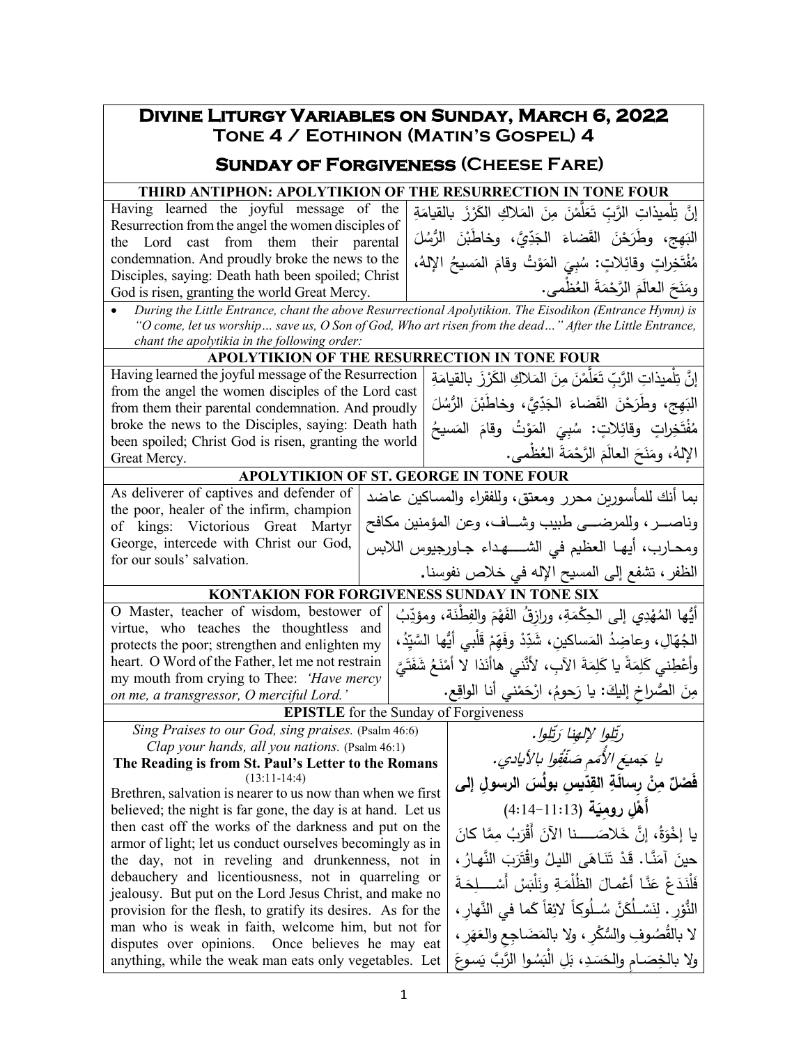# Divine Liturgy Variables on Sunday, March 6, 2022

## Tone 4 / Eothinon (Matin's Gospel) 4

## Sunday of Forgiveness (Cheese Fare)

### THIRD ANTIPHON: APOLYTIKION OF THE RESURRECTION IN TONE FOUR

| | |
|---|---|
| Having learned the joyful message of the Resurrection from the angel the women disciples of the Lord cast from them their parental condemnation. And proudly broke the news to the Disciples, saying: Death hath been spoiled; Christ God is risen, granting the world Great Mercy. | إنَّ تِلْميذاتِ الرَّبِّ تَعَلَّمْنَ مِنَ المَلاكِ الكَرْزَ بالقيامَةِ البَهِج، وطَرَحْنَ القَضاءَ الجَدِّيَّ، وخاطَبْنَ الرُّسُلَ مُفْتَخِراتٍ وقائِلاتٍ: سُبِيَ المَوْتُ وقامَ المَسيحُ الإلهُ، ومَنَحَ العالَمَ الرَّحْمَةَ العُظْمى. |

- *During the Little Entrance, chant the above Resurrectional Apolytikion. The Eisodikon (Entrance Hymn) is "O come, let us worship… save us, O Son of God, Who art risen from the dead…" After the Little Entrance, chant the apolytikia in the following order:*

### APOLYTIKION OF THE RESURRECTION IN TONE FOUR

| | |
|---|---|
| Having learned the joyful message of the Resurrection from the angel the women disciples of the Lord cast from them their parental condemnation. And proudly broke the news to the Disciples, saying: Death hath been spoiled; Christ God is risen, granting the world Great Mercy. | إنَّ تِلْميذاتِ الرَّبِّ تَعَلَّمْنَ مِنَ المَلاكِ الكَرْزَ بالقيامَةِ البَهِج، وطَرَحْنَ القَضاءَ الجَدِّيَّ، وخاطَبْنَ الرُّسُلَ مُفْتَخِراتٍ وقائِلاتٍ: سُبِيَ المَوْتُ وقامَ المَسيحُ الإلهُ، ومَنَحَ العالَمَ الرَّحْمَةَ العُظْمى. |

### APOLYTIKION OF ST. GEORGE IN TONE FOUR

| | |
|---|---|
| As deliverer of captives and defender of the poor, healer of the infirm, champion of kings: Victorious Great Martyr George, intercede with Christ our God, for our souls' salvation. | بما أنك للمأسورين محرر ومعتق، وللفقراء والمساكين عاضد وناصـر، وللمرضـى طبيب وشـاف، وعن المؤمنين مكافح ومحـارب، أيهـا العظيم في الشـهداء جـاورجيوس اللابس الظفر، تشفع إلى المسيح الإله في خلاص نفوسنا. |

### KONTAKION FOR FORGIVENESS SUNDAY IN TONE SIX

| | |
|---|---|
| O Master, teacher of wisdom, bestower of virtue, who teaches the thoughtless and protects the poor; strengthen and enlighten my heart. O Word of the Father, let me not restrain my mouth from crying to Thee: *'Have mercy on me, a transgressor, O merciful Lord.'* | أيُّها المُهْدِي إلى الحِكْمَةِ، ورازِقُ الفَهْمَ والفِطْنَةِ، ومؤدِّبُ الجُهّالِ، وعاضِدُ المَساكين، شَدِّدْ وفَهِّمْ قَلْبي أيُّها السَّيِّدُ، وأعْطِني كَلِمَةً يا كَلِمَةَ الآبِ، لأنَّني هاأنَذا لا أمْنَعُ شَفَتَيَّ مِنَ الصُّراخِ إليكَ: يا رَحومُ، ارْحَمْني أنا الواقِع. |

### EPISTLE for the Sunday of Forgiveness

| | |
|---|---|
| *Sing Praises to our God, sing praises.* (Psalm 46:6)<br>*Clap your hands, all you nations.* (Psalm 46:1)<br>**The Reading is from St. Paul's Letter to the Romans** (13:11-14:4)<br>Brethren, salvation is nearer to us now than when we first believed; the night is far gone, the day is at hand. Let us then cast off the works of the darkness and put on the armor of light; let us conduct ourselves becomingly as in the day, not in reveling and drunkenness, not in debauchery and licentiousness, not in quarreling or jealousy. But put on the Lord Jesus Christ, and make no provision for the flesh, to gratify its desires. As for the man who is weak in faith, welcome him, but not for disputes over opinions. Once believes he may eat anything, while the weak man eats only vegetables. Let | *رتّلوا لإلهنا رَتِّلوا.*<br>*يا جَميعَ الأُمَمِ صَفِّقُوا بالأيادي.*<br>**فَصْلٌ مِنْ رِسالَةِ القِدّيسِ بولُسَ الرسولِ إلى أَهْلِ رومِيَة** (13:11-14:4)<br>يا إخْوَةُ، إنَّ خَلاصَـنا الآنَ أَقْرَبُ مِمَّا كانَ حينَ آمَنَّا. قَدْ تَنَاهَى الليلُ واقْتَرَبَ النَّهارُ، فَلْنَدَعْ عَنَّا أعْمالَ الظُّلْمَةِ ونَلْبَسْ أَسْـلِحَةَ النُّورِ. لِنَسْـلُكَنَّ سُـلُوكاً لائِقاً كَما في النَّهارِ، لا بالقُصُوفِ والسُّكْرِ، ولا بالمَضَاجِعِ والعَهَرِ، ولا بالخِصَامِ والحَسَدِ، بَلِ الْبَسُوا الرَّبَّ يَسوعَ |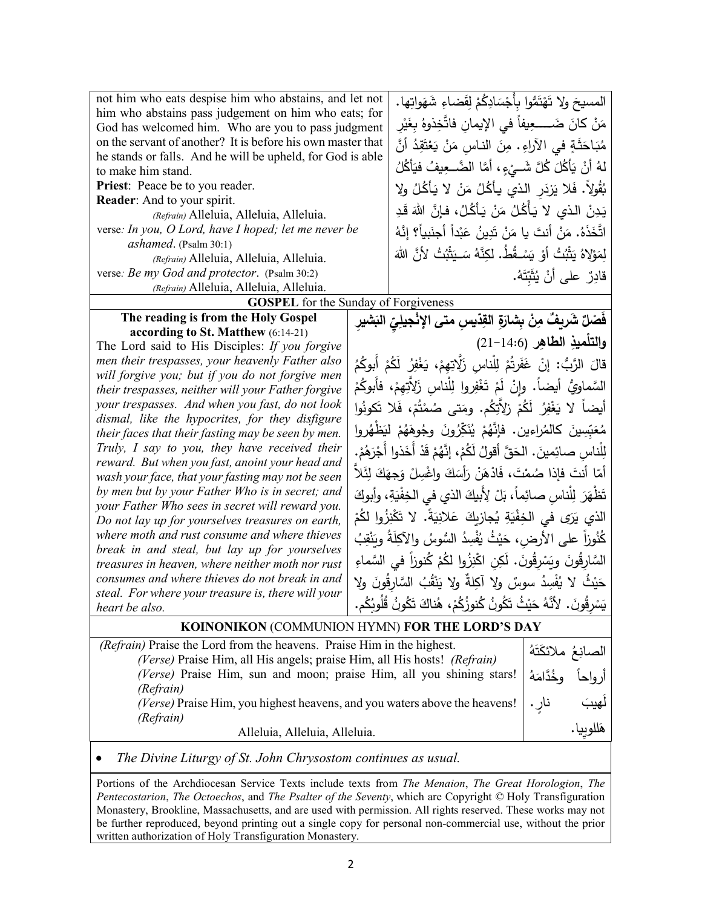not him who eats despise him who abstains, and let not him who abstains pass judgement on him who eats; for God has welcomed him. Who are you to pass judgment on the servant of another? It is before his own master that he stands or falls. And he will be upheld, for God is able to make him stand.

**Priest**: Peace be to you reader.

**Reader**: And to your spirit.

*(Refrain)* Alleluia, Alleluia, Alleluia.

verse*: In you, O Lord, have I hoped; let me never be ashamed*. (Psalm 30:1)

*(Refrain)* Alleluia, Alleluia, Alleluia.

verse*: Be my God and protector*. (Psalm 30:2)

*(Refrain)* Alleluia, Alleluia, Alleluia.

المسيحَ ولا تَهْتَمُّوا بأَجْسَادِكُمْ لِقَضاءِ شَهَواتِها. مَنْ كانَ ضَعِيفاً في الإيمانِ فاتَّخِذوهُ بغَيْرِ مُبَاحَثَةٍ في الآراءِ. مِنَ الناسِ مَنْ يَعْتَقِدُ أَنَّ لهُ أنْ يَأكُلَ كُلَّ شَيْءٍ، أمَّا الضَّعِيفُ فيَأكُلُ بُقُولاً. فَلا يَزدَرِ الذي يأكُلُ مَنْ لا يَأكُلُ ولا يَدِنْ الذي لا يَأْكُلُ مَنْ يَأكُلُ، فإنَّ اللهَ قَدِ اتَّخَذَهُ. مَنْ أنتَ يا مَنْ تَدِينُ عَبْداً أجنَبياً؟ إنَّهُ لِمَوْلاهُ يَثْبُتُ أَوْ يَسْقُطُ. لكِنَّهُ سَيَثْبُتُ لأنَّ اللهَ قادِرٌ على أنْ يُثَبِّتَهُ.

## GOSPEL for the Sunday of Forgiveness

**The reading is from the Holy Gospel according to St. Matthew** (6:14-21)

The Lord said to His Disciples: *If you forgive men their trespasses, your heavenly Father also will forgive you; but if you do not forgive men their trespasses, neither will your Father forgive your trespasses. And when you fast, do not look dismal, like the hypocrites, for they disfigure their faces that their fasting may be seen by men. Truly, I say to you, they have received their reward. But when you fast, anoint your head and wash your face, that your fasting may not be seen by men but by your Father Who is in secret; and your Father Who sees in secret will reward you. Do not lay up for yourselves treasures on earth, where moth and rust consume and where thieves break in and steal, but lay up for yourselves treasures in heaven, where neither moth nor rust consumes and where thieves do not break in and steal. For where your treasure is, there will your heart be also.*

**فَصْلٌ شَريفٌ مِنْ بِشارَةِ القِدّيسِ متى الإنْجيليِّ البَشيرِ والتِلْميذِ الطاهِر** (6:14-21)

قالَ الرَّبُّ: إنْ غَفَرتُمْ لِلْناسِ زَلَّاتِهِمْ، يَغْفِرْ لَكُمْ أَبوكُمُ السَّماويُّ أيضاً. وإنْ لَمْ تَغْفِروا لِلْناسِ زَلَّاتِهِمْ، فأَبوكُمْ أيضاً لا يَغْفِرُ لَكُمْ زلاَّتِكُم. ومَتى صُمْتُمْ، فَلا تَكونُوا مُعَبِّسِينَ كالمُراءِين. فإنَّهُمْ يُنَكِّرُونَ وجُوهَهُمْ ليَظْهُروا لِلْناسِ صائِمينَ. الحَقَّ أقولُ لَكُمْ، إنَّهُمْ قَدْ أَخَذوا أَجْرَهُمْ. أمّا أنتَ فإذا صُمْتَ، فَادْهَنْ رَأْسَكَ واغْسِلْ وَجهَكَ لِئَلاَّ تَظْهَرَ لِلْناسِ صائِماً، بَلْ لِأَبيكَ الذي في الخِفْيَةِ، وأبوكَ الذي يَرَى في الخِفْيَةِ يُجازيكَ عَلانِيَةً. لا تَكْنِزُوا لَكُمْ كُنُوزاً على الأرضِ، حَيْثُ يُفْسِدُ السُّوسُ والآكِلَةُ ويَنْقُبُ السَّارِقُونَ ويَسْرِقُونَ. لَكِنِ اكْنِزُوا لكُمْ كُنوزاً في السَّماءِ حَيْثُ لا يُفْسِدُ سوسٌ ولا آكِلةٌ ولا يَنْقُبُ السَّارِقُونَ ولا يَسْرِقُونَ. لأنَّهُ حَيْثُ تَكُونُ كُنوزُكُمْ، هُناكَ تَكُونُ قُلُوبُكُم.

## KOINONIKON (COMMUNION HYMN) FOR THE LORD'S DAY

*(Refrain)* Praise the Lord from the heavens. Praise Him in the highest.

*(Verse)* Praise Him, all His angels; praise Him, all His hosts! *(Refrain)*

*(Verse)* Praise Him, sun and moon; praise Him, all you shining stars! *(Refrain)*

*(Verse)* Praise Him, you highest heavens, and you waters above the heavens! *(Refrain)*

Alleluia, Alleluia, Alleluia.

الصانِعُ ملائكَتَهُ أرواحاً وخُدَّامَهُ لَهيبَ نارٍ. هَللويا.

- *The Divine Liturgy of St. John Chrysostom continues as usual.*

Portions of the Archdiocesan Service Texts include texts from *The Menaion*, *The Great Horologion*, *The Pentecostarion*, *The Octoechos*, and *The Psalter of the Seventy*, which are Copyright © Holy Transfiguration Monastery, Brookline, Massachusetts, and are used with permission. All rights reserved. These works may not be further reproduced, beyond printing out a single copy for personal non-commercial use, without the prior written authorization of Holy Transfiguration Monastery.